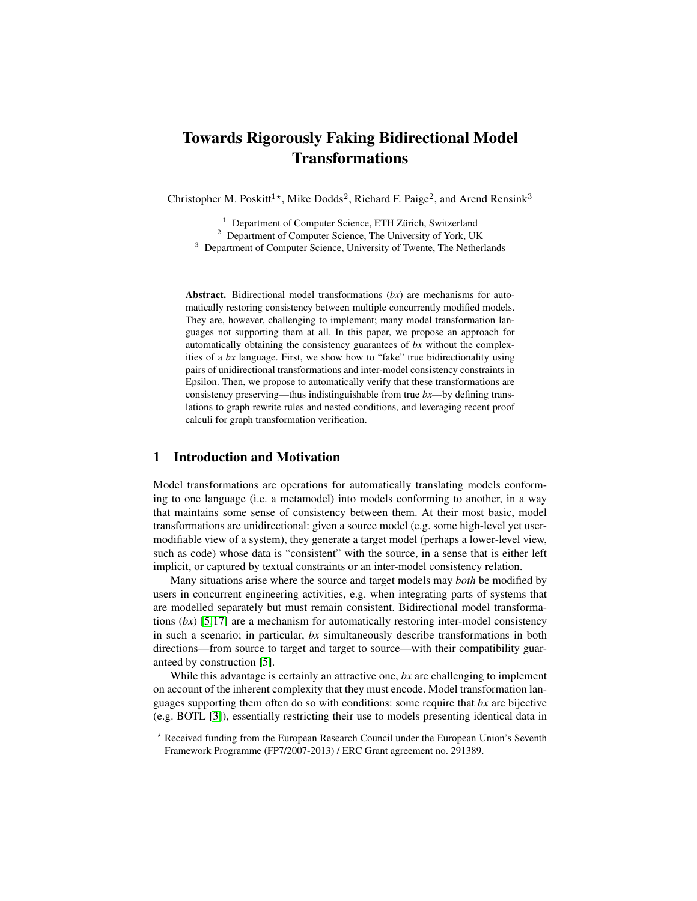# Towards Rigorously Faking Bidirectional Model Transformations

Christopher M. Poskitt[1⋆], Mike Dodds[2], Richard F. Paige[2], and Arend Rensink[3]

[1] Department of Computer Science, ETH Zürich, Switzerland
[2] Department of Computer Science, The University of York, UK
[3] Department of Computer Science, University of Twente, The Netherlands

**Abstract.** Bidirectional model transformations (*bx*) are mechanisms for automatically restoring consistency between multiple concurrently modified models. They are, however, challenging to implement; many model transformation languages not supporting them at all. In this paper, we propose an approach for automatically obtaining the consistency guarantees of *bx* without the complexities of a *bx* language. First, we show how to "fake" true bidirectionality using pairs of unidirectional transformations and inter-model consistency constraints in Epsilon. Then, we propose to automatically verify that these transformations are consistency preserving—thus indistinguishable from true *bx*—by defining translations to graph rewrite rules and nested conditions, and leveraging recent proof calculi for graph transformation verification.

## 1 Introduction and Motivation

Model transformations are operations for automatically translating models conforming to one language (i.e. a metamodel) into models conforming to another, in a way that maintains some sense of consistency between them. At their most basic, model transformations are unidirectional: given a source model (e.g. some high-level yet user-modifiable view of a system), they generate a target model (perhaps a lower-level view, such as code) whose data is "consistent" with the source, in a sense that is either left implicit, or captured by textual constraints or an inter-model consistency relation.

Many situations arise where the source and target models may *both* be modified by users in concurrent engineering activities, e.g. when integrating parts of systems that are modelled separately but must remain consistent. Bidirectional model transformations (*bx*) [5,17] are a mechanism for automatically restoring inter-model consistency in such a scenario; in particular, *bx* simultaneously describe transformations in both directions—from source to target and target to source—with their compatibility guaranteed by construction [5].

While this advantage is certainly an attractive one, *bx* are challenging to implement on account of the inherent complexity that they must encode. Model transformation languages supporting them often do so with conditions: some require that *bx* are bijective (e.g. BOTL [3]), essentially restricting their use to models presenting identical data in

⋆ Received funding from the European Research Council under the European Union's Seventh Framework Programme (FP7/2007-2013) / ERC Grant agreement no. 291389.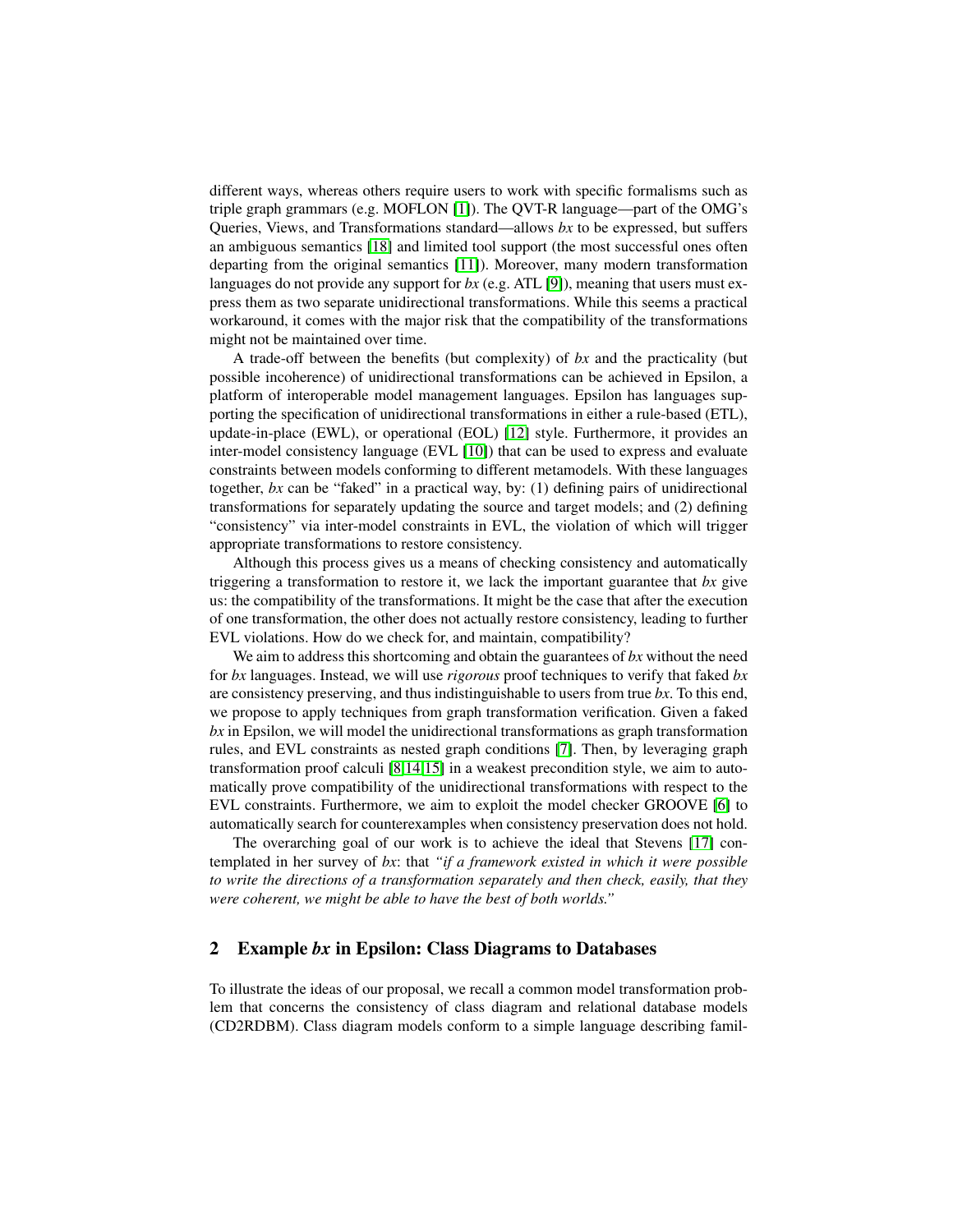different ways, whereas others require users to work with specific formalisms such as triple graph grammars (e.g. MOFLON [1]). The QVT-R language—part of the OMG's Queries, Views, and Transformations standard—allows *bx* to be expressed, but suffers an ambiguous semantics [18] and limited tool support (the most successful ones often departing from the original semantics [11]). Moreover, many modern transformation languages do not provide any support for *bx* (e.g. ATL [9]), meaning that users must express them as two separate unidirectional transformations. While this seems a practical workaround, it comes with the major risk that the compatibility of the transformations might not be maintained over time.

A trade-off between the benefits (but complexity) of *bx* and the practicality (but possible incoherence) of unidirectional transformations can be achieved in Epsilon, a platform of interoperable model management languages. Epsilon has languages supporting the specification of unidirectional transformations in either a rule-based (ETL), update-in-place (EWL), or operational (EOL) [12] style. Furthermore, it provides an inter-model consistency language (EVL [10]) that can be used to express and evaluate constraints between models conforming to different metamodels. With these languages together, *bx* can be "faked" in a practical way, by: (1) defining pairs of unidirectional transformations for separately updating the source and target models; and (2) defining "consistency" via inter-model constraints in EVL, the violation of which will trigger appropriate transformations to restore consistency.

Although this process gives us a means of checking consistency and automatically triggering a transformation to restore it, we lack the important guarantee that *bx* give us: the compatibility of the transformations. It might be the case that after the execution of one transformation, the other does not actually restore consistency, leading to further EVL violations. How do we check for, and maintain, compatibility?

We aim to address this shortcoming and obtain the guarantees of *bx* without the need for *bx* languages. Instead, we will use *rigorous* proof techniques to verify that faked *bx* are consistency preserving, and thus indistinguishable to users from true *bx*. To this end, we propose to apply techniques from graph transformation verification. Given a faked *bx* in Epsilon, we will model the unidirectional transformations as graph transformation rules, and EVL constraints as nested graph conditions [7]. Then, by leveraging graph transformation proof calculi [8,14,15] in a weakest precondition style, we aim to automatically prove compatibility of the unidirectional transformations with respect to the EVL constraints. Furthermore, we aim to exploit the model checker GROOVE [6] to automatically search for counterexamples when consistency preservation does not hold.

The overarching goal of our work is to achieve the ideal that Stevens [17] contemplated in her survey of *bx*: that *"if a framework existed in which it were possible to write the directions of a transformation separately and then check, easily, that they were coherent, we might be able to have the best of both worlds."*

## 2 Example *bx* in Epsilon: Class Diagrams to Databases

To illustrate the ideas of our proposal, we recall a common model transformation problem that concerns the consistency of class diagram and relational database models (CD2RDBM). Class diagram models conform to a simple language describing famil-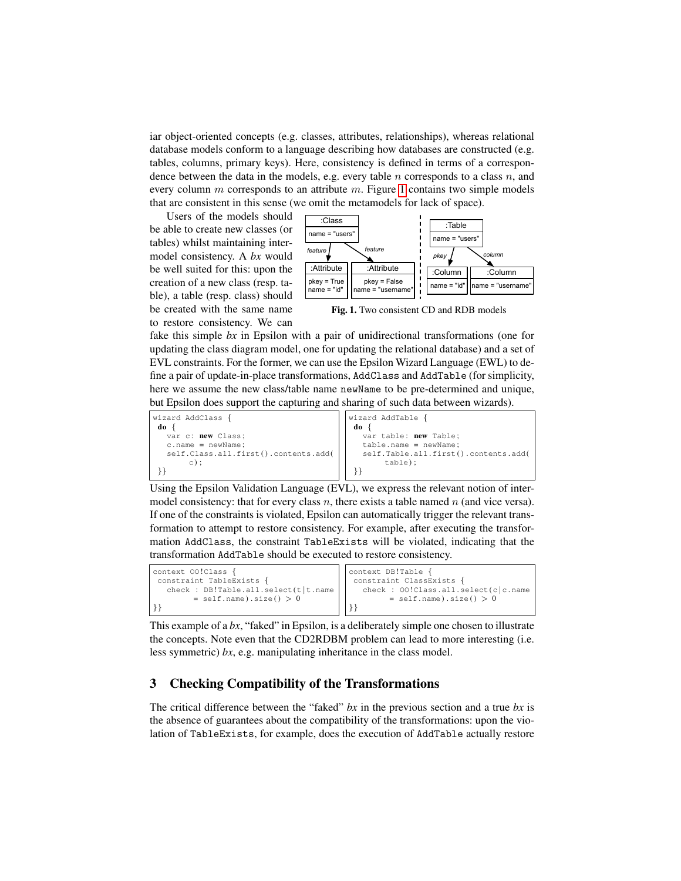iar object-oriented concepts (e.g. classes, attributes, relationships), whereas relational database models conform to a language describing how databases are constructed (e.g. tables, columns, primary keys). Here, consistency is defined in terms of a correspondence between the data in the models, e.g. every table $n$ corresponds to a class $n$, and every column $m$ corresponds to an attribute $m$. Figure 1 contains two simple models that are consistent in this sense (we omit the metamodels for lack of space).

Users of the models should be able to create new classes (or tables) whilst maintaining inter-model consistency. A *bx* would be well suited for this: upon the creation of a new class (resp. table), a table (resp. class) should be created with the same name to restore consistency. We can fake this simple *bx* in Epsilon with a pair of unidirectional transformations (one for updating the class diagram model, one for updating the relational database) and a set of EVL constraints. For the former, we can use the Epsilon Wizard Language (EWL) to define a pair of update-in-place transformations, `AddClass` and `AddTable` (for simplicity, here we assume the new class/table name `newName` to be pre-determined and unique, but Epsilon does support the capturing and sharing of such data between wizards).

**Fig. 1.** Two consistent CD and RDB models

```
wizard AddClass {
 do {
   var c: new Class;
   c.name = newName;
   self.Class.all.first().contents.add(
        c);
 }}
```

```
wizard AddTable {
 do {
   var table: new Table;
   table.name = newName;
   self.Table.all.first().contents.add(
        table);
 }}
```

Using the Epsilon Validation Language (EVL), we express the relevant notion of inter-model consistency: that for every class $n$, there exists a table named $n$ (and vice versa). If one of the constraints is violated, Epsilon can automatically trigger the relevant transformation to attempt to restore consistency. For example, after executing the transformation `AddClass`, the constraint `TableExists` will be violated, indicating that the transformation `AddTable` should be executed to restore consistency.

```
context OO!Class {
 constraint TableExists {
   check : DB!Table.all.select(t|t.name
        = self.name).size() > 0
}}
```

```
context DB!Table {
 constraint ClassExists {
   check : OO!Class.all.select(c|c.name
        = self.name).size() > 0
}}
```

This example of a *bx*, "faked" in Epsilon, is a deliberately simple one chosen to illustrate the concepts. Note even that the CD2RDBM problem can lead to more interesting (i.e. less symmetric) *bx*, e.g. manipulating inheritance in the class model.

## 3 Checking Compatibility of the Transformations

The critical difference between the "faked" *bx* in the previous section and a true *bx* is the absence of guarantees about the compatibility of the transformations: upon the violation of `TableExists`, for example, does the execution of `AddTable` actually restore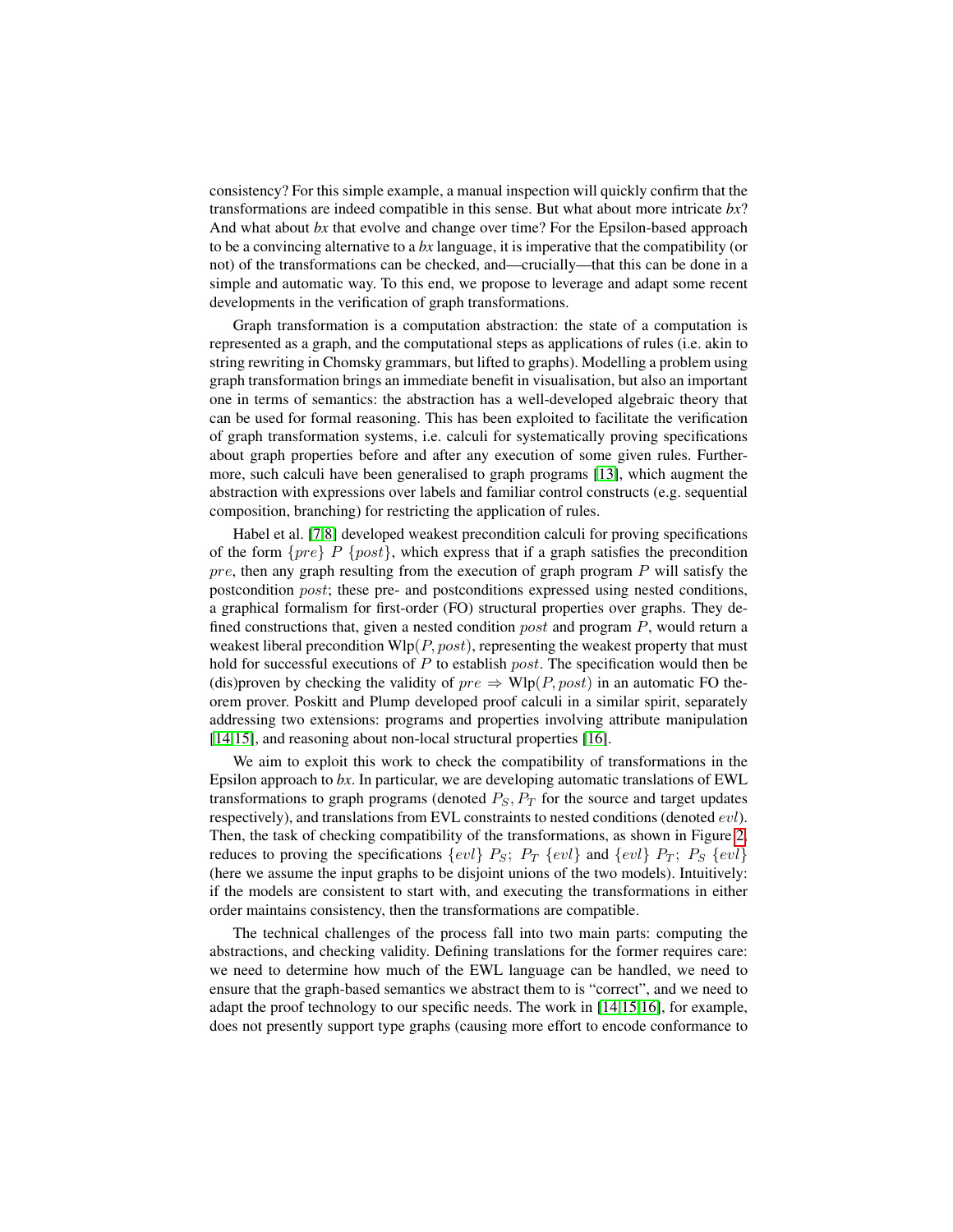consistency? For this simple example, a manual inspection will quickly confirm that the transformations are indeed compatible in this sense. But what about more intricate *bx*? And what about *bx* that evolve and change over time? For the Epsilon-based approach to be a convincing alternative to a *bx* language, it is imperative that the compatibility (or not) of the transformations can be checked, and—crucially—that this can be done in a simple and automatic way. To this end, we propose to leverage and adapt some recent developments in the verification of graph transformations.

Graph transformation is a computation abstraction: the state of a computation is represented as a graph, and the computational steps as applications of rules (i.e. akin to string rewriting in Chomsky grammars, but lifted to graphs). Modelling a problem using graph transformation brings an immediate benefit in visualisation, but also an important one in terms of semantics: the abstraction has a well-developed algebraic theory that can be used for formal reasoning. This has been exploited to facilitate the verification of graph transformation systems, i.e. calculi for systematically proving specifications about graph properties before and after any execution of some given rules. Furthermore, such calculi have been generalised to graph programs [13], which augment the abstraction with expressions over labels and familiar control constructs (e.g. sequential composition, branching) for restricting the application of rules.

Habel et al. [7,8] developed weakest precondition calculi for proving specifications of the form $\{pre\}\ P\ \{post\}$, which express that if a graph satisfies the precondition $pre$, then any graph resulting from the execution of graph program $P$ will satisfy the postcondition $post$; these pre- and postconditions expressed using nested conditions, a graphical formalism for first-order (FO) structural properties over graphs. They defined constructions that, given a nested condition $post$ and program $P$, would return a weakest liberal precondition $\text{Wlp}(P, post)$, representing the weakest property that must hold for successful executions of $P$ to establish $post$. The specification would then be (dis)proven by checking the validity of $pre \Rightarrow \text{Wlp}(P, post)$ in an automatic FO theorem prover. Poskitt and Plump developed proof calculi in a similar spirit, separately addressing two extensions: programs and properties involving attribute manipulation [14,15], and reasoning about non-local structural properties [16].

We aim to exploit this work to check the compatibility of transformations in the Epsilon approach to *bx*. In particular, we are developing automatic translations of EWL transformations to graph programs (denoted $P_S, P_T$ for the source and target updates respectively), and translations from EVL constraints to nested conditions (denoted $evl$). Then, the task of checking compatibility of the transformations, as shown in Figure 2, reduces to proving the specifications $\{evl\}\ P_S;\ P_T\ \{evl\}$ and $\{evl\}\ P_T;\ P_S\ \{evl\}$ (here we assume the input graphs to be disjoint unions of the two models). Intuitively: if the models are consistent to start with, and executing the transformations in either order maintains consistency, then the transformations are compatible.

The technical challenges of the process fall into two main parts: computing the abstractions, and checking validity. Defining translations for the former requires care: we need to determine how much of the EWL language can be handled, we need to ensure that the graph-based semantics we abstract them to is "correct", and we need to adapt the proof technology to our specific needs. The work in [14,15,16], for example, does not presently support type graphs (causing more effort to encode conformance to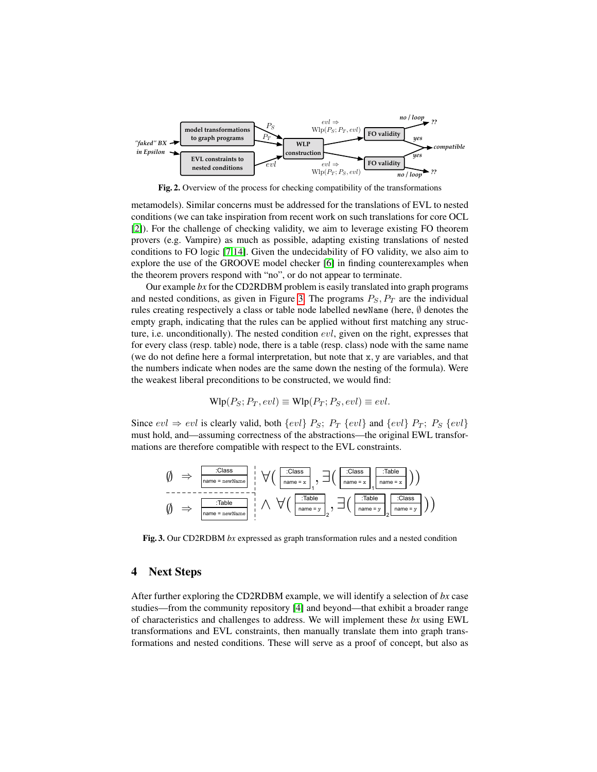Fig. 2. Overview of the process for checking compatibility of the transformations

metamodels). Similar concerns must be addressed for the translations of EVL to nested conditions (we can take inspiration from recent work on such translations for core OCL [2]). For the challenge of checking validity, we aim to leverage existing FO theorem provers (e.g. Vampire) as much as possible, adapting existing translations of nested conditions to FO logic [7,14]. Given the undecidability of FO validity, we also aim to explore the use of the GROOVE model checker [6] in finding counterexamples when the theorem provers respond with "no", or do not appear to terminate.

Our example *bx* for the CD2RDBM problem is easily translated into graph programs and nested conditions, as given in Figure 3. The programs $P_S, P_T$ are the individual rules creating respectively a class or table node labelled `newName` (here, $\emptyset$ denotes the empty graph, indicating that the rules can be applied without first matching any structure, i.e. unconditionally). The nested condition $evl$, given on the right, expresses that for every class (resp. table) node, there is a table (resp. class) node with the same name (we do not define here a formal interpretation, but note that `x`, `y` are variables, and that the numbers indicate when nodes are the same down the nesting of the formula). Were the weakest liberal preconditions to be constructed, we would find:

$$\text{Wlp}(P_S; P_T, evl) \equiv \text{Wlp}(P_T; P_S, evl) \equiv evl.$$

Since $evl \Rightarrow evl$ is clearly valid, both $\{evl\}\ P_S;\ P_T\ \{evl\}$ and $\{evl\}\ P_T;\ P_S\ \{evl\}$ must hold, and—assuming correctness of the abstractions—the original EWL transformations are therefore compatible with respect to the EVL constraints.

Fig. 3. Our CD2RDBM *bx* expressed as graph transformation rules and a nested condition

## 4 Next Steps

After further exploring the CD2RDBM example, we will identify a selection of *bx* case studies—from the community repository [4] and beyond—that exhibit a broader range of characteristics and challenges to address. We will implement these *bx* using EWL transformations and EVL constraints, then manually translate them into graph transformations and nested conditions. These will serve as a proof of concept, but also as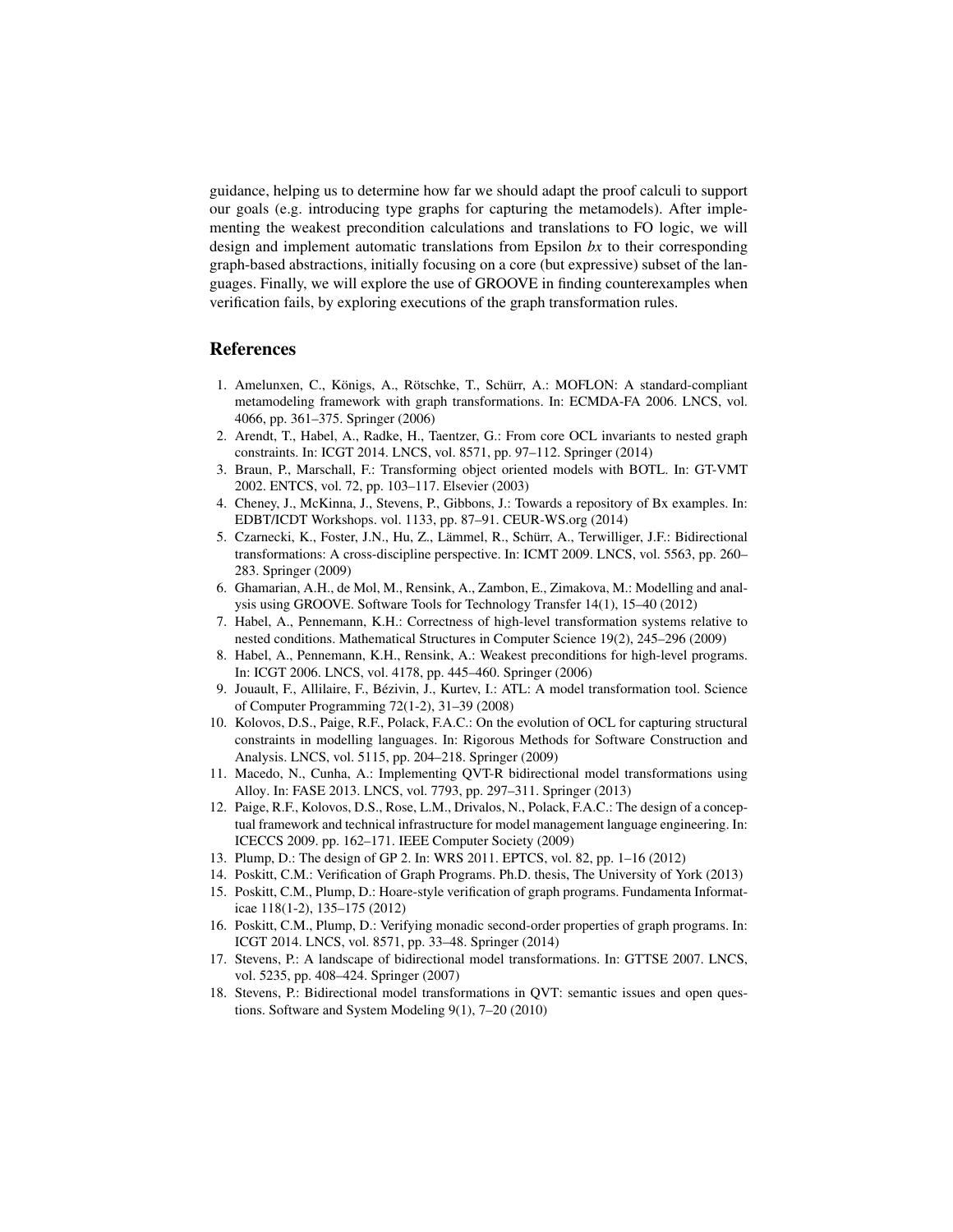guidance, helping us to determine how far we should adapt the proof calculi to support our goals (e.g. introducing type graphs for capturing the metamodels). After implementing the weakest precondition calculations and translations to FO logic, we will design and implement automatic translations from Epsilon *bx* to their corresponding graph-based abstractions, initially focusing on a core (but expressive) subset of the languages. Finally, we will explore the use of GROOVE in finding counterexamples when verification fails, by exploring executions of the graph transformation rules.

## References

1. Amelunxen, C., Königs, A., Rötschke, T., Schürr, A.: MOFLON: A standard-compliant metamodeling framework with graph transformations. In: ECMDA-FA 2006. LNCS, vol. 4066, pp. 361–375. Springer (2006)
2. Arendt, T., Habel, A., Radke, H., Taentzer, G.: From core OCL invariants to nested graph constraints. In: ICGT 2014. LNCS, vol. 8571, pp. 97–112. Springer (2014)
3. Braun, P., Marschall, F.: Transforming object oriented models with BOTL. In: GT-VMT 2002. ENTCS, vol. 72, pp. 103–117. Elsevier (2003)
4. Cheney, J., McKinna, J., Stevens, P., Gibbons, J.: Towards a repository of Bx examples. In: EDBT/ICDT Workshops. vol. 1133, pp. 87–91. CEUR-WS.org (2014)
5. Czarnecki, K., Foster, J.N., Hu, Z., Lämmel, R., Schürr, A., Terwilliger, J.F.: Bidirectional transformations: A cross-discipline perspective. In: ICMT 2009. LNCS, vol. 5563, pp. 260–283. Springer (2009)
6. Ghamarian, A.H., de Mol, M., Rensink, A., Zambon, E., Zimakova, M.: Modelling and analysis using GROOVE. Software Tools for Technology Transfer 14(1), 15–40 (2012)
7. Habel, A., Pennemann, K.H.: Correctness of high-level transformation systems relative to nested conditions. Mathematical Structures in Computer Science 19(2), 245–296 (2009)
8. Habel, A., Pennemann, K.H., Rensink, A.: Weakest preconditions for high-level programs. In: ICGT 2006. LNCS, vol. 4178, pp. 445–460. Springer (2006)
9. Jouault, F., Allilaire, F., Bézivin, J., Kurtev, I.: ATL: A model transformation tool. Science of Computer Programming 72(1-2), 31–39 (2008)
10. Kolovos, D.S., Paige, R.F., Polack, F.A.C.: On the evolution of OCL for capturing structural constraints in modelling languages. In: Rigorous Methods for Software Construction and Analysis. LNCS, vol. 5115, pp. 204–218. Springer (2009)
11. Macedo, N., Cunha, A.: Implementing QVT-R bidirectional model transformations using Alloy. In: FASE 2013. LNCS, vol. 7793, pp. 297–311. Springer (2013)
12. Paige, R.F., Kolovos, D.S., Rose, L.M., Drivalos, N., Polack, F.A.C.: The design of a conceptual framework and technical infrastructure for model management language engineering. In: ICECCS 2009. pp. 162–171. IEEE Computer Society (2009)
13. Plump, D.: The design of GP 2. In: WRS 2011. EPTCS, vol. 82, pp. 1–16 (2012)
14. Poskitt, C.M.: Verification of Graph Programs. Ph.D. thesis, The University of York (2013)
15. Poskitt, C.M., Plump, D.: Hoare-style verification of graph programs. Fundamenta Informaticae 118(1-2), 135–175 (2012)
16. Poskitt, C.M., Plump, D.: Verifying monadic second-order properties of graph programs. In: ICGT 2014. LNCS, vol. 8571, pp. 33–48. Springer (2014)
17. Stevens, P.: A landscape of bidirectional model transformations. In: GTTSE 2007. LNCS, vol. 5235, pp. 408–424. Springer (2007)
18. Stevens, P.: Bidirectional model transformations in QVT: semantic issues and open questions. Software and System Modeling 9(1), 7–20 (2010)